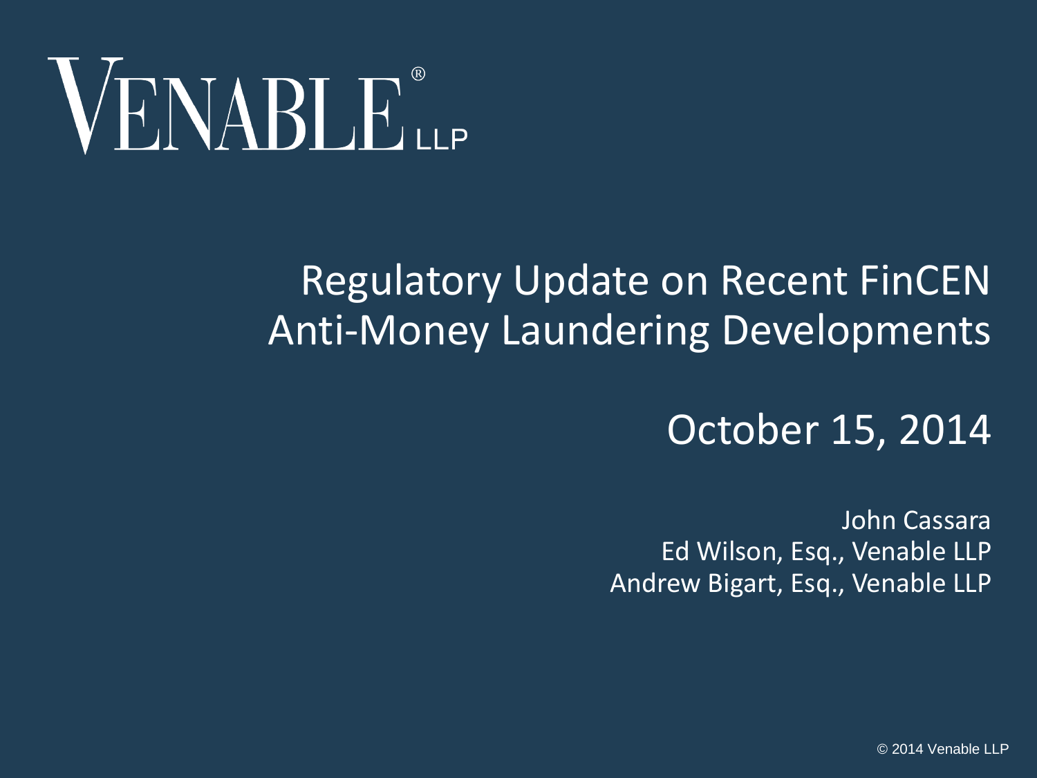VENABLE® LLP

# Regulatory Update on Recent FinCEN Anti-Money Laundering Developments

## October 15, 2014

John Cassara
Ed Wilson, Esq., Venable LLP
Andrew Bigart, Esq., Venable LLP

© 2014 Venable LLP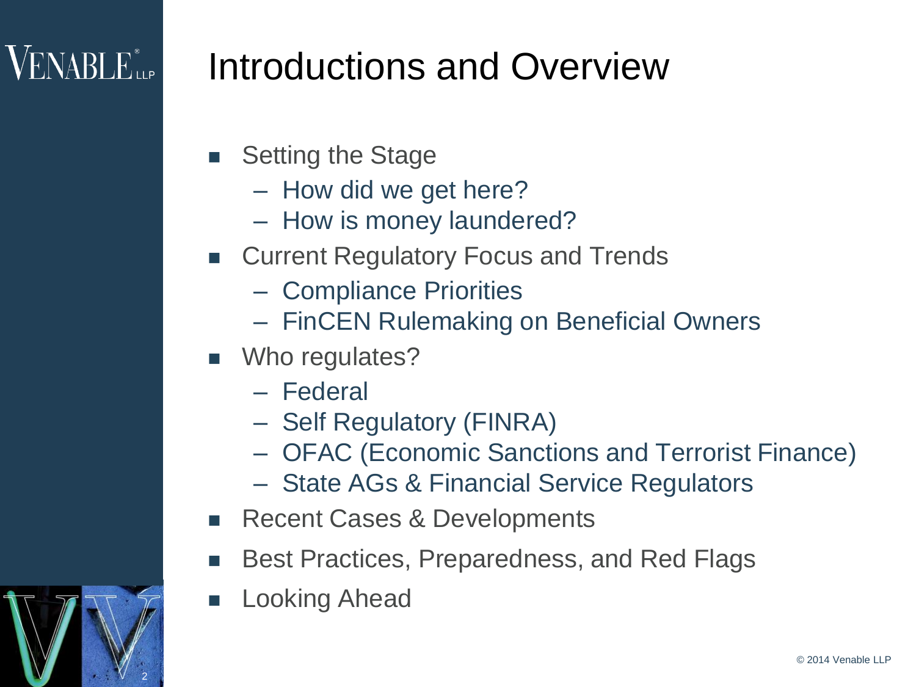# Introductions and Overview

- Setting the Stage
  - How did we get here?
  - How is money laundered?
- Current Regulatory Focus and Trends
  - Compliance Priorities
  - FinCEN Rulemaking on Beneficial Owners
- Who regulates?
  - Federal
  - Self Regulatory (FINRA)
  - OFAC (Economic Sanctions and Terrorist Finance)
  - State AGs & Financial Service Regulators
- Recent Cases & Developments
- Best Practices, Preparedness, and Red Flags
- Looking Ahead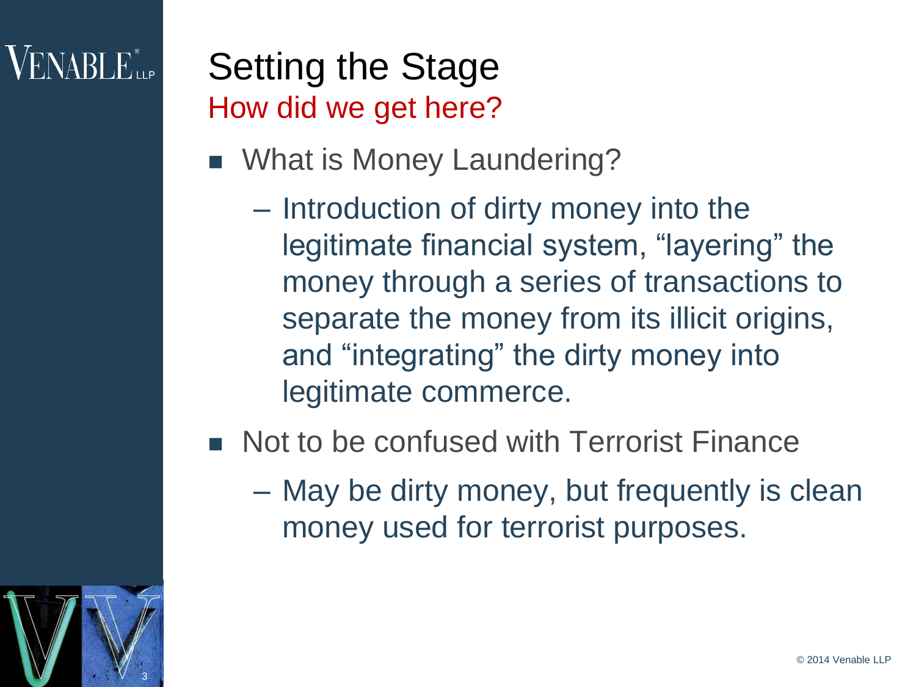# Setting the Stage

## How did we get here?

- What is Money Laundering?
  - Introduction of dirty money into the legitimate financial system, “layering” the money through a series of transactions to separate the money from its illicit origins, and “integrating” the dirty money into legitimate commerce.
- Not to be confused with Terrorist Finance
  - May be dirty money, but frequently is clean money used for terrorist purposes.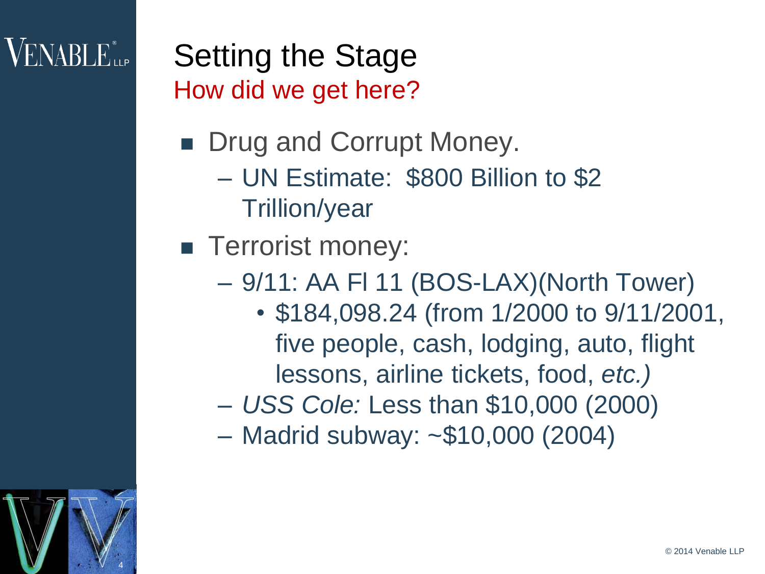# Setting the Stage

## How did we get here?

- Drug and Corrupt Money.
  - UN Estimate: $800 Billion to $2 Trillion/year
- Terrorist money:
  - 9/11: AA Fl 11 (BOS-LAX)(North Tower)
    - $184,098.24 (from 1/2000 to 9/11/2001, five people, cash, lodging, auto, flight lessons, airline tickets, food, *etc.)*
  - *USS Cole:* Less than $10,000 (2000)
  - Madrid subway: ~$10,000 (2004)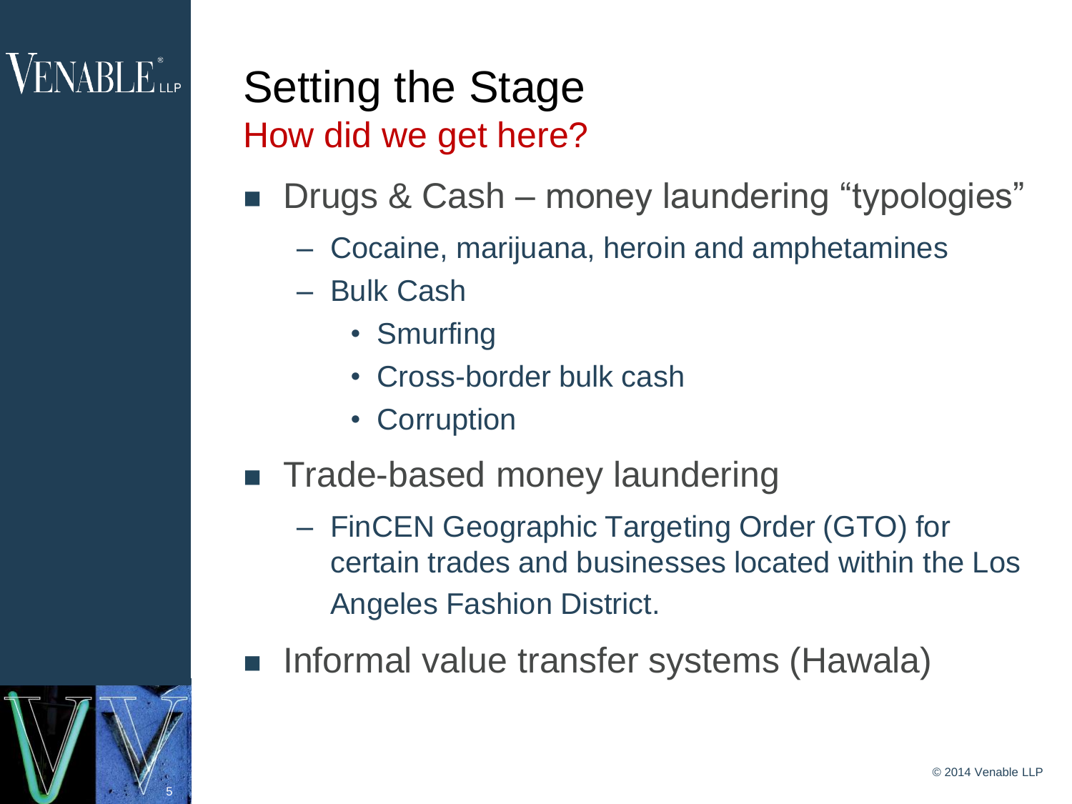# Setting the Stage

## How did we get here?

- Drugs & Cash – money laundering "typologies"
  - Cocaine, marijuana, heroin and amphetamines
  - Bulk Cash
    - Smurfing
    - Cross-border bulk cash
    - Corruption
- Trade-based money laundering
  - FinCEN Geographic Targeting Order (GTO) for certain trades and businesses located within the Los Angeles Fashion District.
- Informal value transfer systems (Hawala)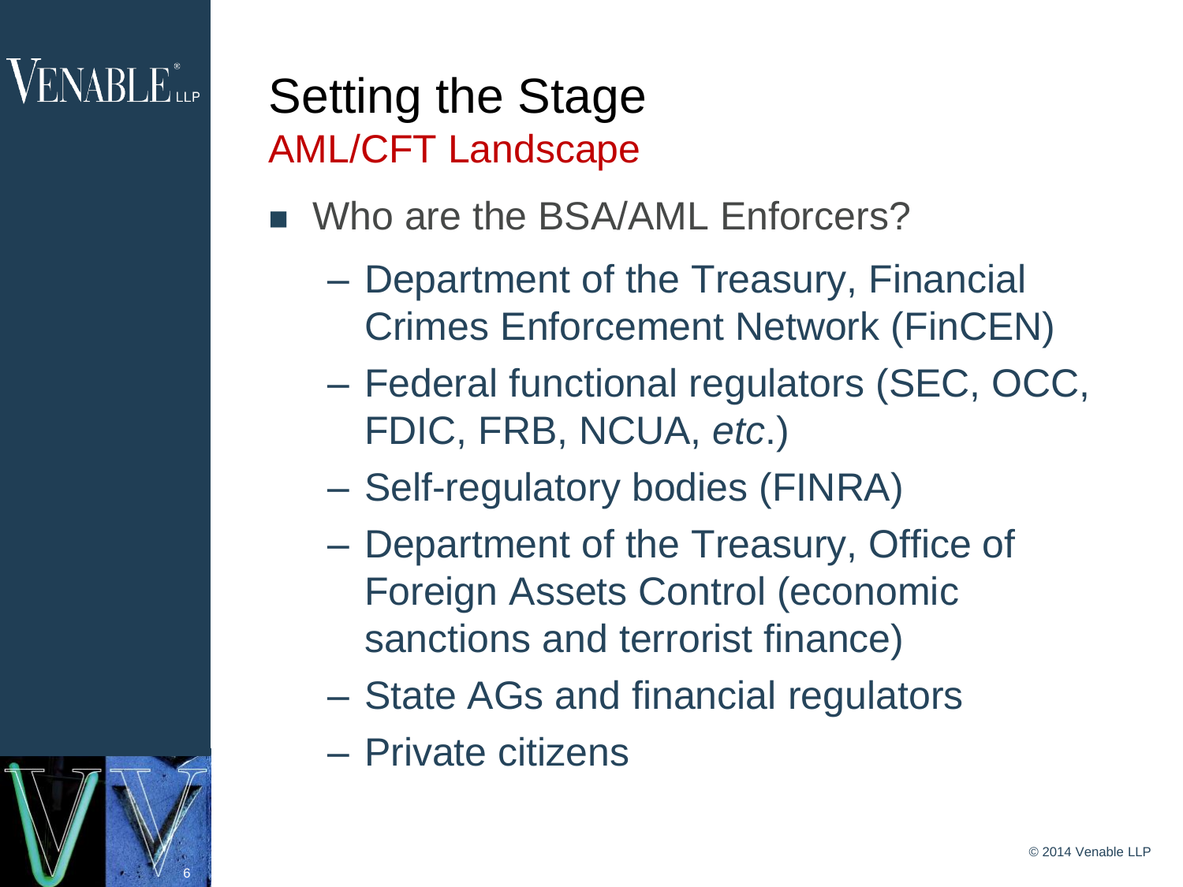# Setting the Stage

## AML/CFT Landscape

- Who are the BSA/AML Enforcers?
  - Department of the Treasury, Financial Crimes Enforcement Network (FinCEN)
  - Federal functional regulators (SEC, OCC, FDIC, FRB, NCUA, *etc*.)
  - Self-regulatory bodies (FINRA)
  - Department of the Treasury, Office of Foreign Assets Control (economic sanctions and terrorist finance)
  - State AGs and financial regulators
  - Private citizens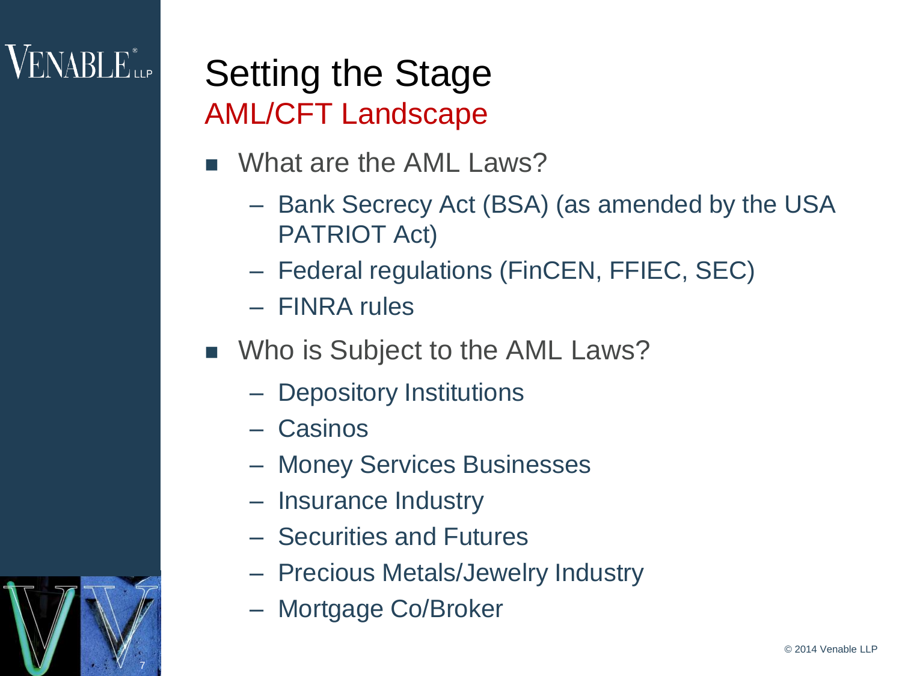# Setting the Stage

## AML/CFT Landscape

- What are the AML Laws?
  - Bank Secrecy Act (BSA) (as amended by the USA PATRIOT Act)
  - Federal regulations (FinCEN, FFIEC, SEC)
  - FINRA rules
- Who is Subject to the AML Laws?
  - Depository Institutions
  - Casinos
  - Money Services Businesses
  - Insurance Industry
  - Securities and Futures
  - Precious Metals/Jewelry Industry
  - Mortgage Co/Broker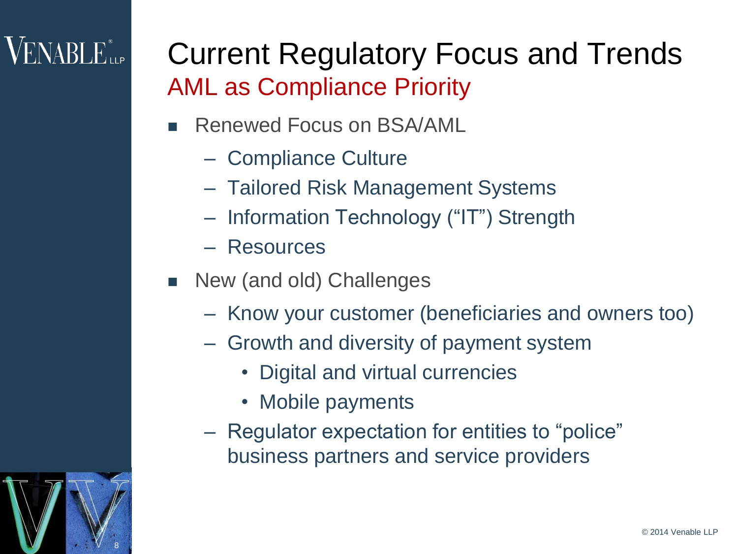# Current Regulatory Focus and Trends

## AML as Compliance Priority

- Renewed Focus on BSA/AML
  - Compliance Culture
  - Tailored Risk Management Systems
  - Information Technology (“IT”) Strength
  - Resources
- New (and old) Challenges
  - Know your customer (beneficiaries and owners too)
  - Growth and diversity of payment system
    - Digital and virtual currencies
    - Mobile payments
  - Regulator expectation for entities to “police” business partners and service providers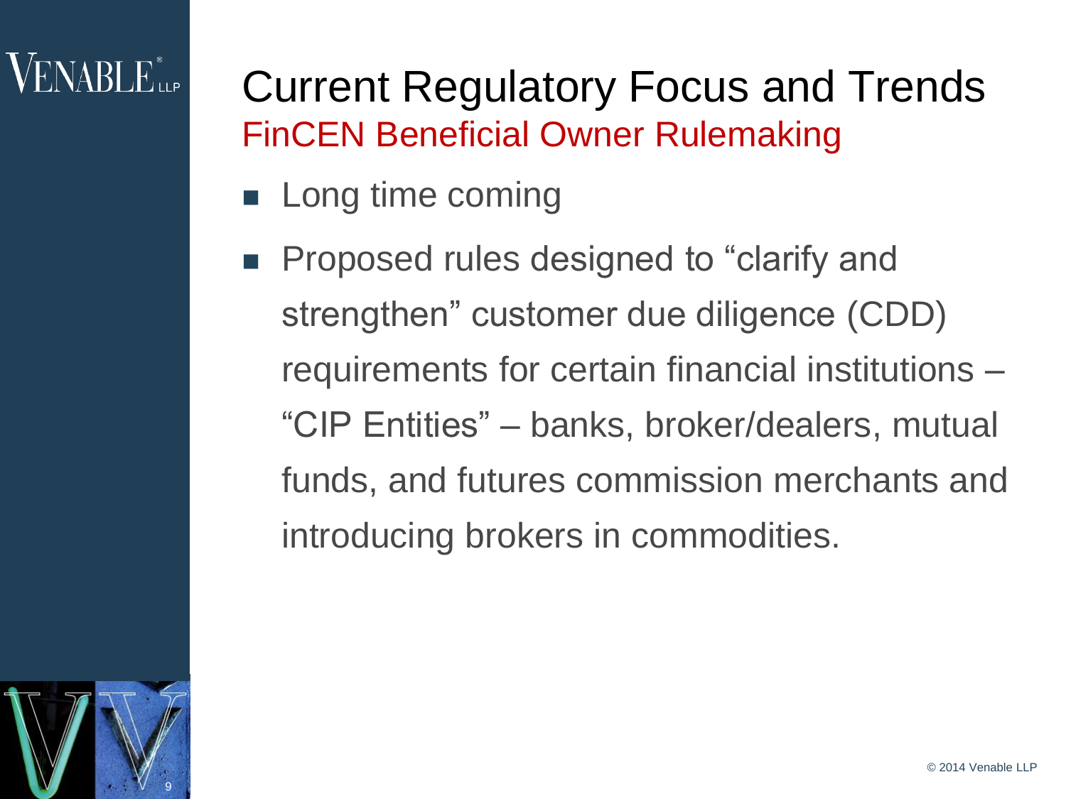# Current Regulatory Focus and Trends

## FinCEN Beneficial Owner Rulemaking

- Long time coming
- Proposed rules designed to "clarify and strengthen" customer due diligence (CDD) requirements for certain financial institutions – "CIP Entities" – banks, broker/dealers, mutual funds, and futures commission merchants and introducing brokers in commodities.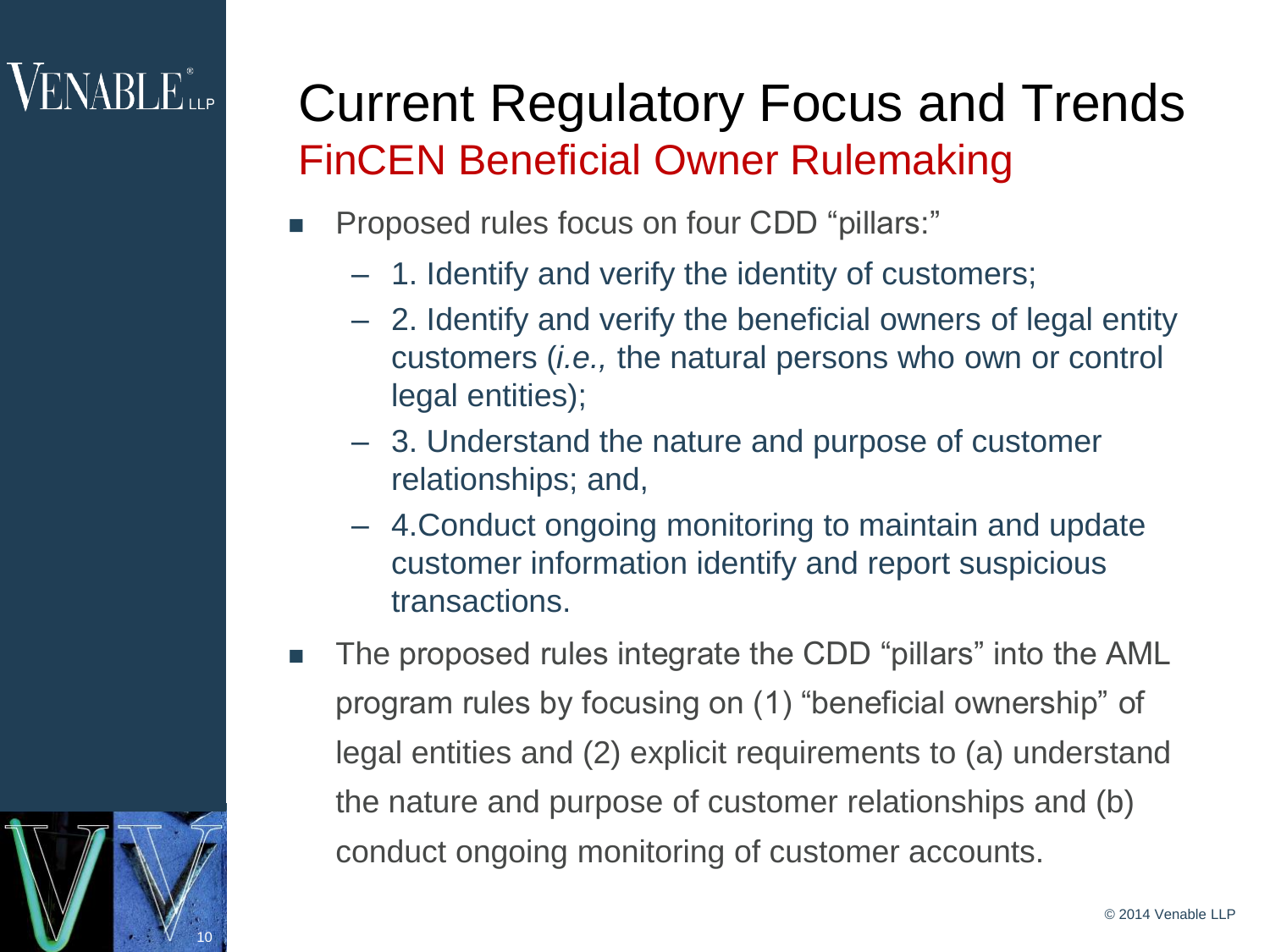# Current Regulatory Focus and Trends

## FinCEN Beneficial Owner Rulemaking

- Proposed rules focus on four CDD "pillars:"
  - 1. Identify and verify the identity of customers;
  - 2. Identify and verify the beneficial owners of legal entity customers (*i.e.,* the natural persons who own or control legal entities);
  - 3. Understand the nature and purpose of customer relationships; and,
  - 4.Conduct ongoing monitoring to maintain and update customer information identify and report suspicious transactions.
- The proposed rules integrate the CDD "pillars" into the AML program rules by focusing on (1) "beneficial ownership" of legal entities and (2) explicit requirements to (a) understand the nature and purpose of customer relationships and (b) conduct ongoing monitoring of customer accounts.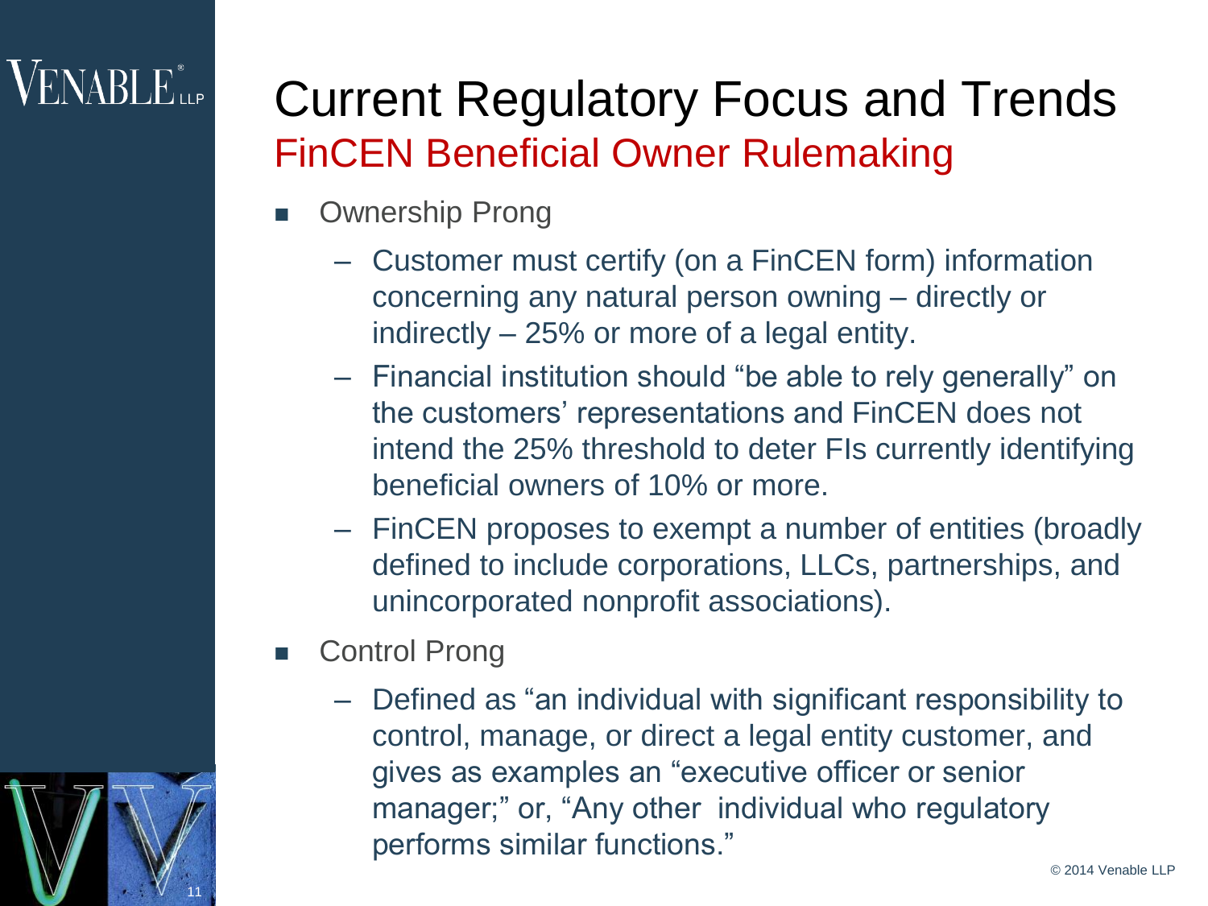# Current Regulatory Focus and Trends

## FinCEN Beneficial Owner Rulemaking

- Ownership Prong
  - Customer must certify (on a FinCEN form) information concerning any natural person owning – directly or indirectly – 25% or more of a legal entity.
  - Financial institution should "be able to rely generally" on the customers' representations and FinCEN does not intend the 25% threshold to deter FIs currently identifying beneficial owners of 10% or more.
  - FinCEN proposes to exempt a number of entities (broadly defined to include corporations, LLCs, partnerships, and unincorporated nonprofit associations).
- Control Prong
  - Defined as "an individual with significant responsibility to control, manage, or direct a legal entity customer, and gives as examples an "executive officer or senior manager;" or, "Any other individual who regulatory performs similar functions."

© 2014 Venable LLP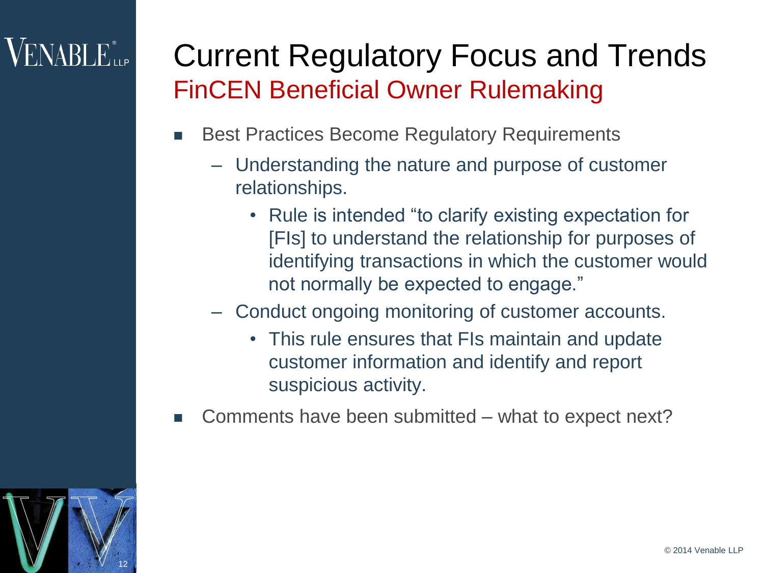# Current Regulatory Focus and Trends

## FinCEN Beneficial Owner Rulemaking

- Best Practices Become Regulatory Requirements
  - Understanding the nature and purpose of customer relationships.
    - Rule is intended "to clarify existing expectation for [FIs] to understand the relationship for purposes of identifying transactions in which the customer would not normally be expected to engage."
  - Conduct ongoing monitoring of customer accounts.
    - This rule ensures that FIs maintain and update customer information and identify and report suspicious activity.
- Comments have been submitted – what to expect next?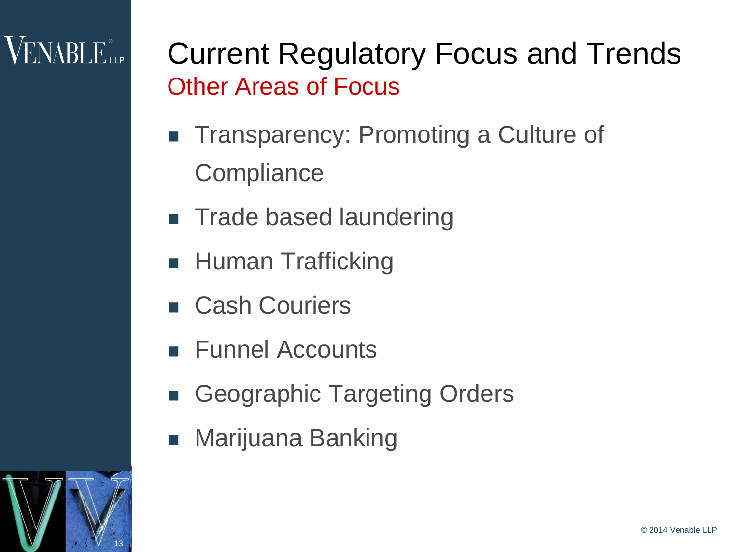# Current Regulatory Focus and Trends

## Other Areas of Focus

- Transparency: Promoting a Culture of Compliance
- Trade based laundering
- Human Trafficking
- Cash Couriers
- Funnel Accounts
- Geographic Targeting Orders
- Marijuana Banking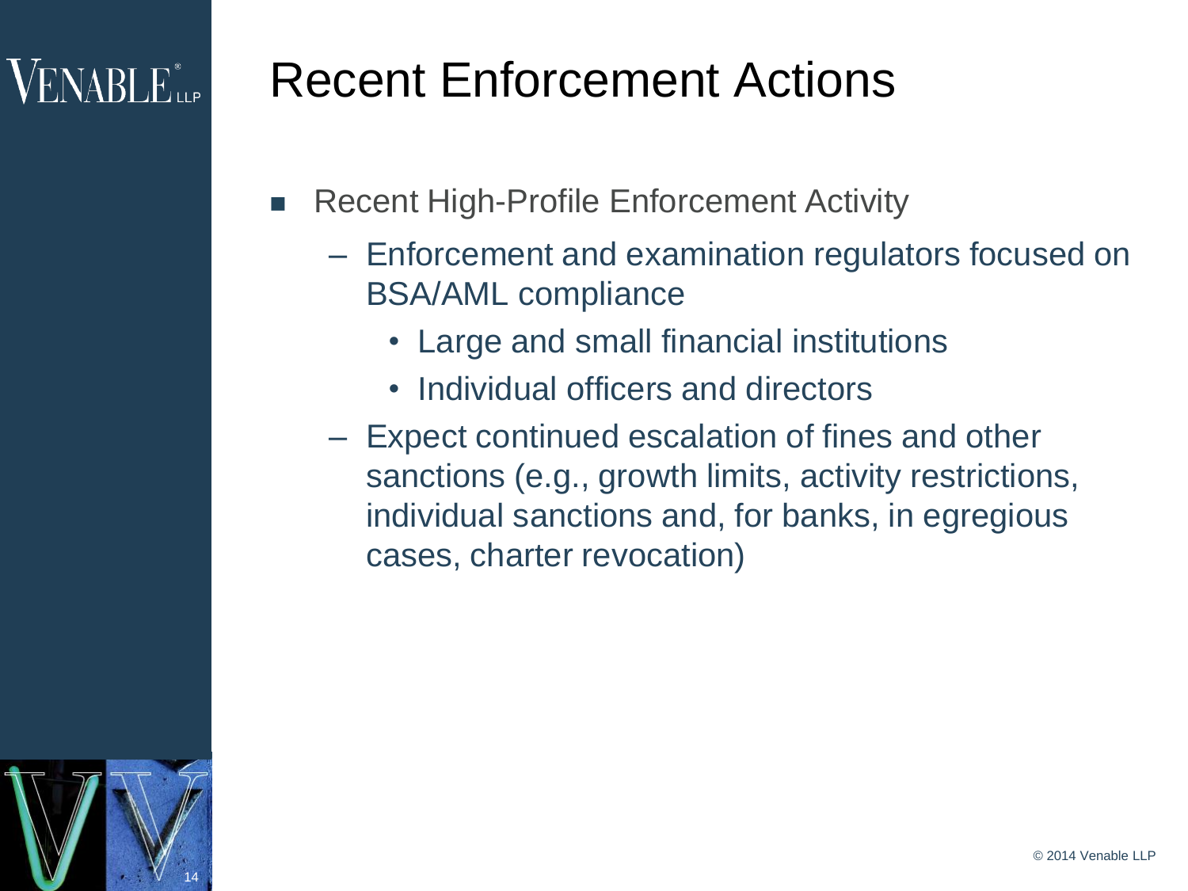# Recent Enforcement Actions

- Recent High-Profile Enforcement Activity
  - Enforcement and examination regulators focused on BSA/AML compliance
    - Large and small financial institutions
    - Individual officers and directors
  - Expect continued escalation of fines and other sanctions (e.g., growth limits, activity restrictions, individual sanctions and, for banks, in egregious cases, charter revocation)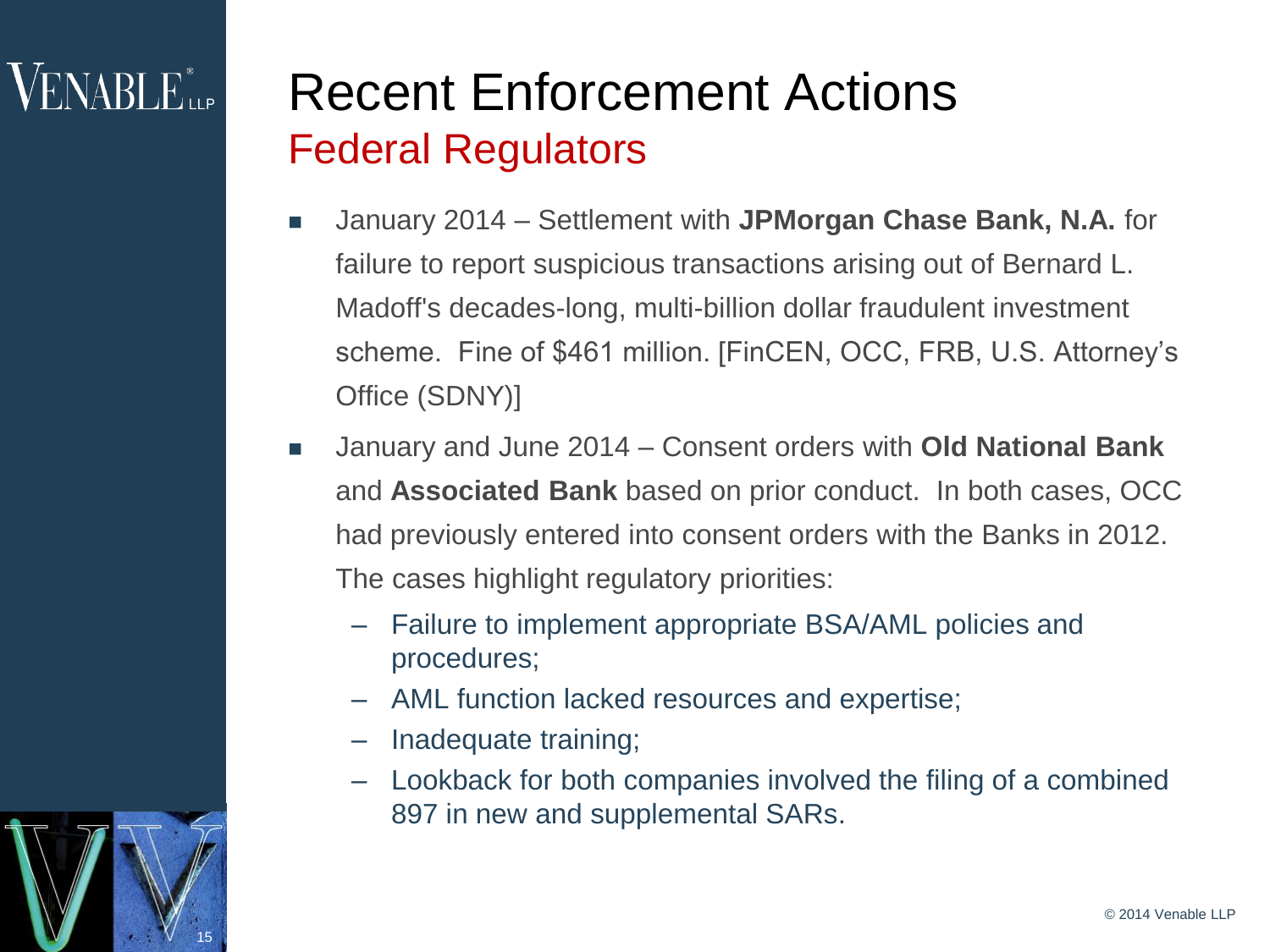# Recent Enforcement Actions

## Federal Regulators

- January 2014 – Settlement with **JPMorgan Chase Bank, N.A.** for failure to report suspicious transactions arising out of Bernard L. Madoff's decades-long, multi-billion dollar fraudulent investment scheme. Fine of $461 million. [FinCEN, OCC, FRB, U.S. Attorney's Office (SDNY)]
- January and June 2014 – Consent orders with **Old National Bank** and **Associated Bank** based on prior conduct. In both cases, OCC had previously entered into consent orders with the Banks in 2012. The cases highlight regulatory priorities:
  - Failure to implement appropriate BSA/AML policies and procedures;
  - AML function lacked resources and expertise;
  - Inadequate training;
  - Lookback for both companies involved the filing of a combined 897 in new and supplemental SARs.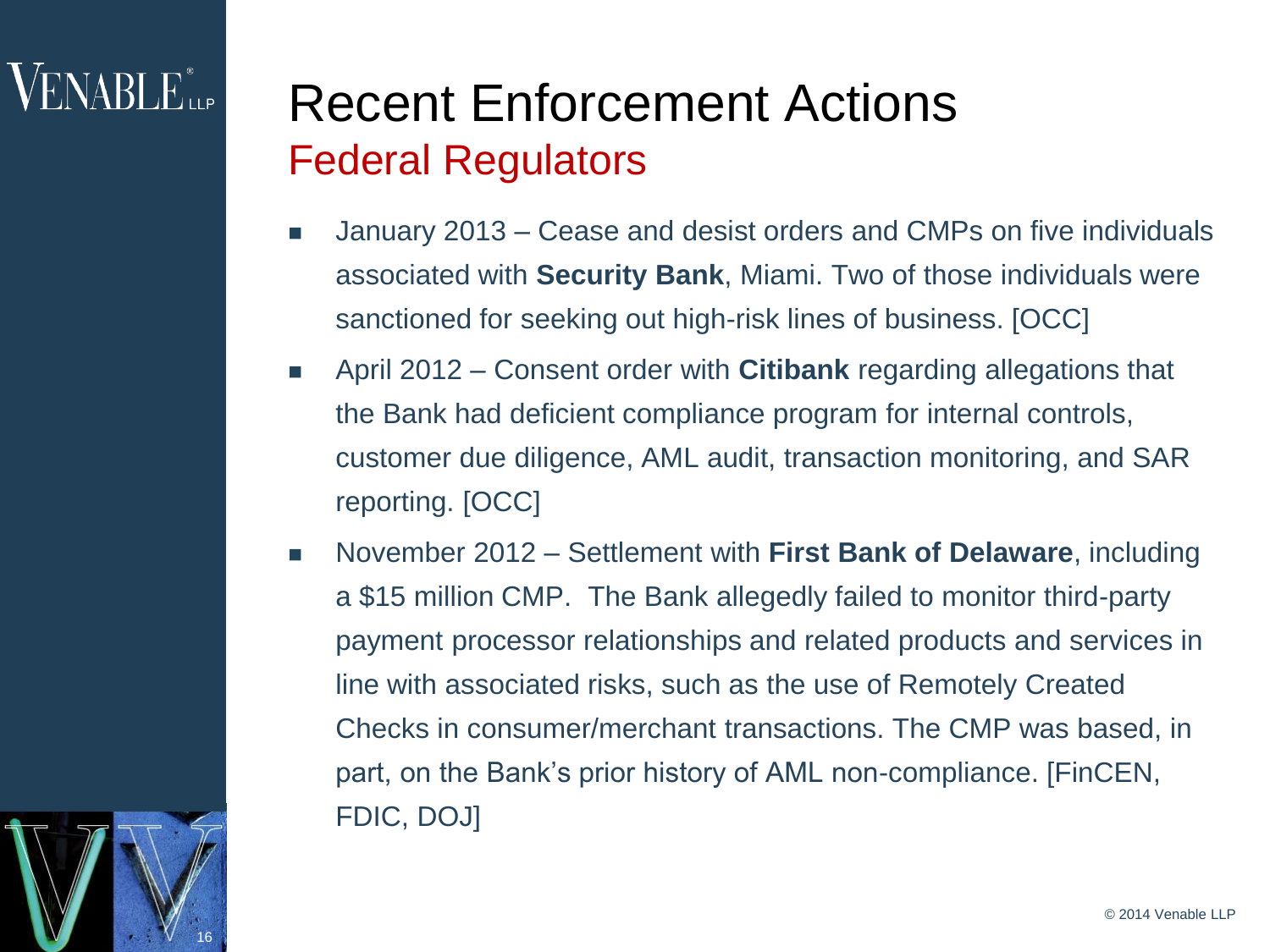# Recent Enforcement Actions

## Federal Regulators

- January 2013 – Cease and desist orders and CMPs on five individuals associated with **Security Bank**, Miami. Two of those individuals were sanctioned for seeking out high-risk lines of business. [OCC]
- April 2012 – Consent order with **Citibank** regarding allegations that the Bank had deficient compliance program for internal controls, customer due diligence, AML audit, transaction monitoring, and SAR reporting. [OCC]
- November 2012 – Settlement with **First Bank of Delaware**, including a $15 million CMP. The Bank allegedly failed to monitor third-party payment processor relationships and related products and services in line with associated risks, such as the use of Remotely Created Checks in consumer/merchant transactions. The CMP was based, in part, on the Bank's prior history of AML non-compliance. [FinCEN, FDIC, DOJ]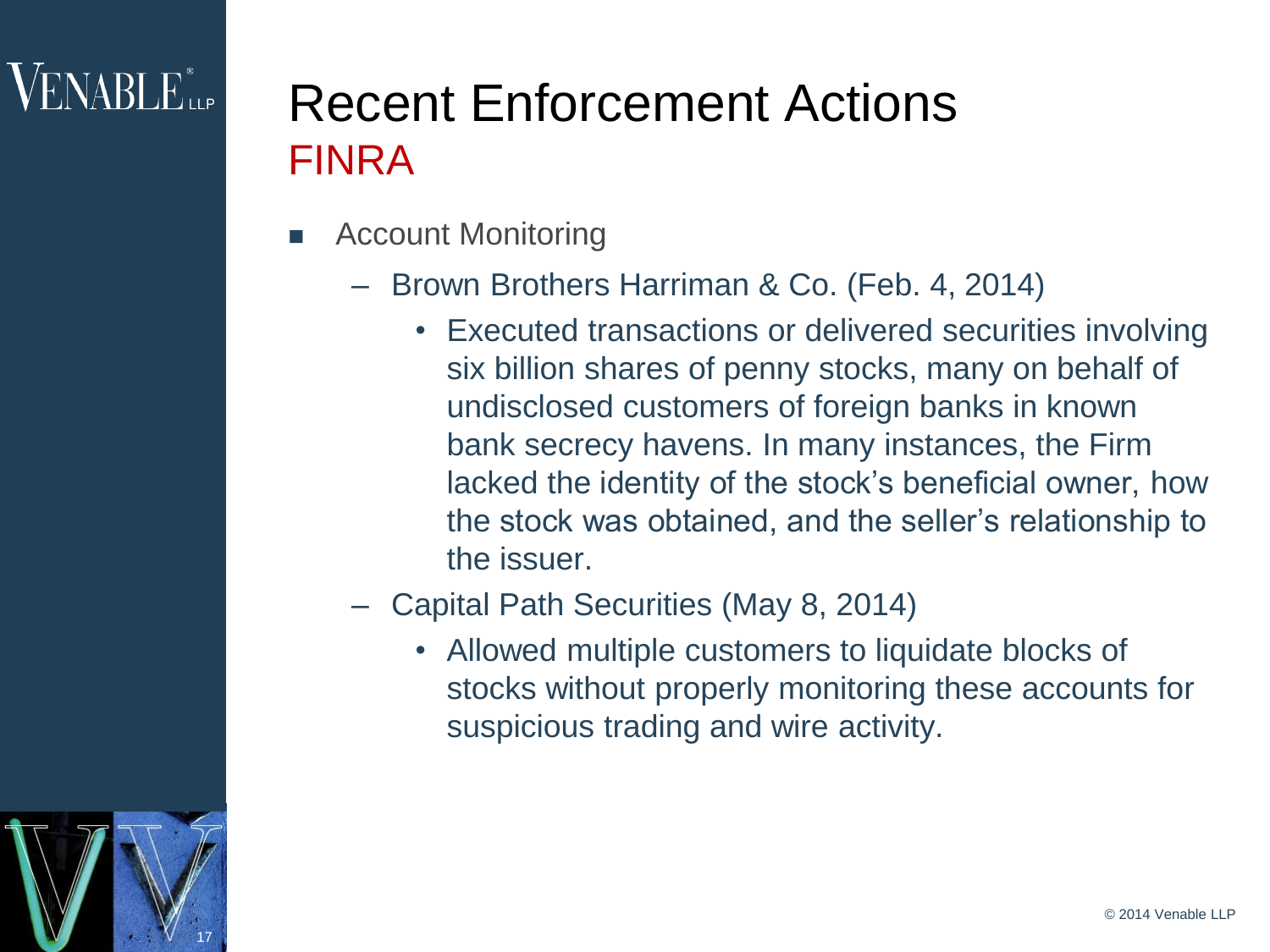# Recent Enforcement Actions
## FINRA

- Account Monitoring
  - Brown Brothers Harriman & Co. (Feb. 4, 2014)
    - Executed transactions or delivered securities involving six billion shares of penny stocks, many on behalf of undisclosed customers of foreign banks in known bank secrecy havens. In many instances, the Firm lacked the identity of the stock's beneficial owner, how the stock was obtained, and the seller's relationship to the issuer.
  - Capital Path Securities (May 8, 2014)
    - Allowed multiple customers to liquidate blocks of stocks without properly monitoring these accounts for suspicious trading and wire activity.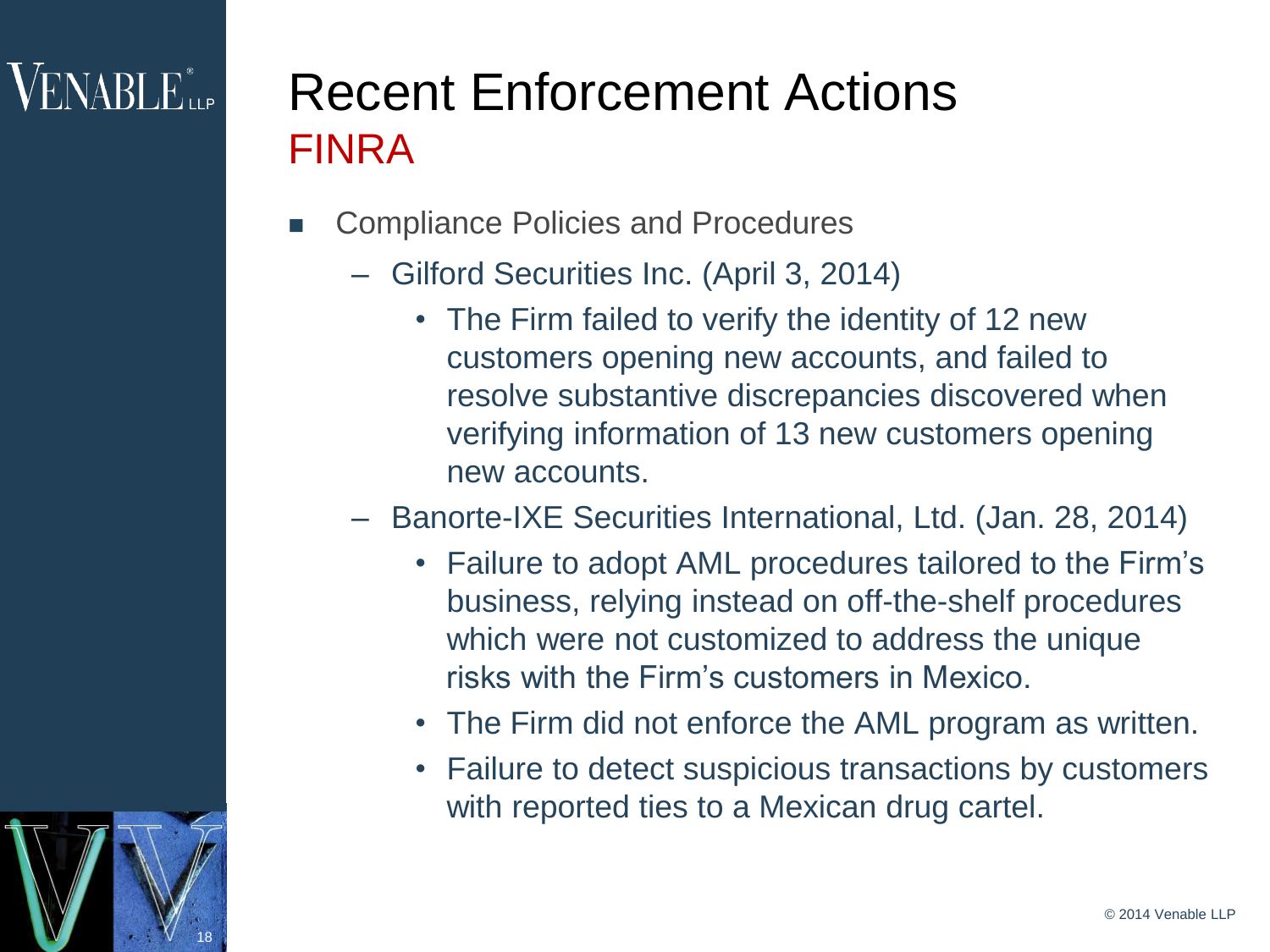# Recent Enforcement Actions

## FINRA

- Compliance Policies and Procedures
  - Gilford Securities Inc. (April 3, 2014)
    - The Firm failed to verify the identity of 12 new customers opening new accounts, and failed to resolve substantive discrepancies discovered when verifying information of 13 new customers opening new accounts.
  - Banorte-IXE Securities International, Ltd. (Jan. 28, 2014)
    - Failure to adopt AML procedures tailored to the Firm's business, relying instead on off-the-shelf procedures which were not customized to address the unique risks with the Firm's customers in Mexico.
    - The Firm did not enforce the AML program as written.
    - Failure to detect suspicious transactions by customers with reported ties to a Mexican drug cartel.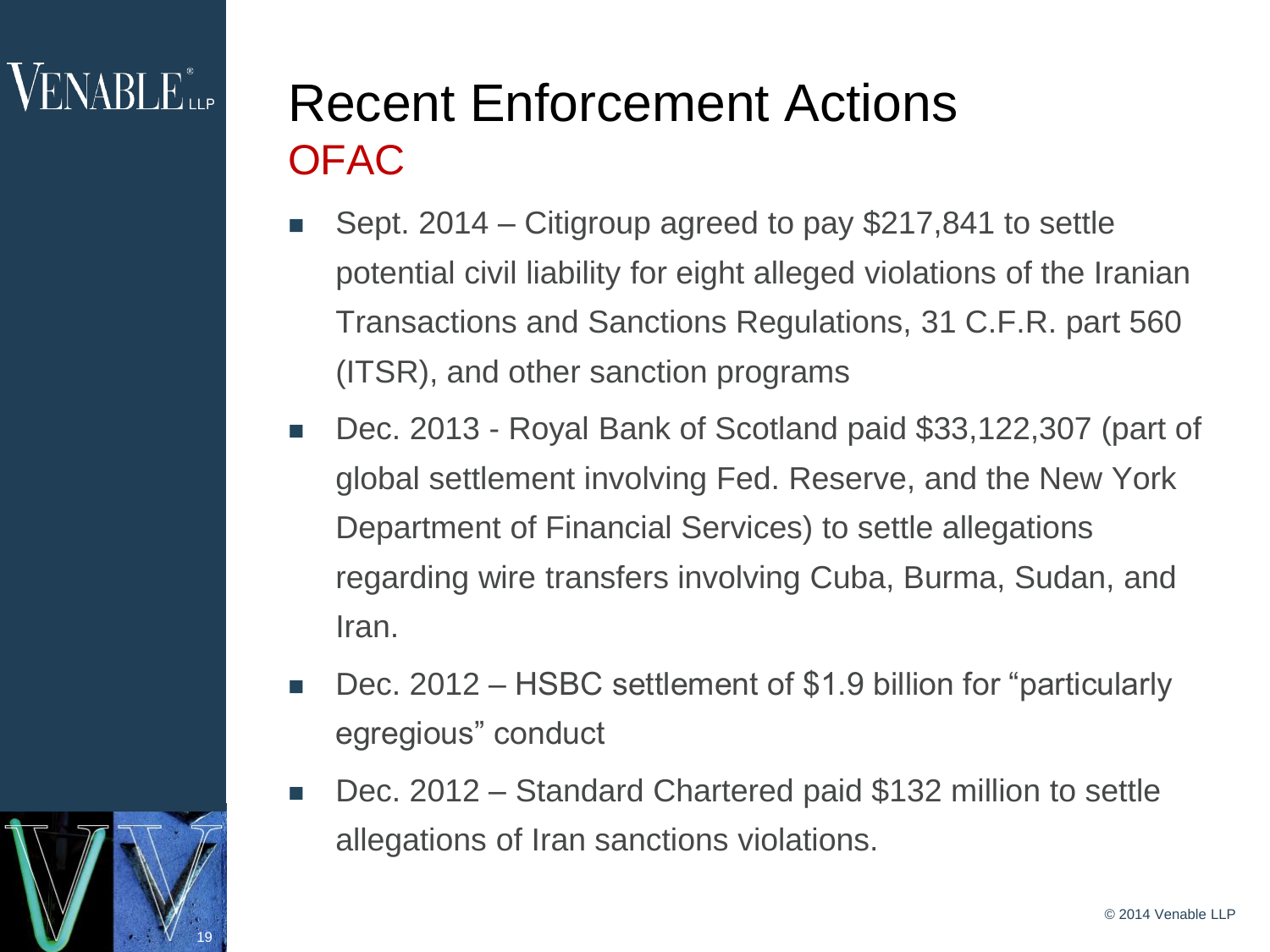# Recent Enforcement Actions

## OFAC

- Sept. 2014 – Citigroup agreed to pay $217,841 to settle potential civil liability for eight alleged violations of the Iranian Transactions and Sanctions Regulations, 31 C.F.R. part 560 (ITSR), and other sanction programs
- Dec. 2013 - Royal Bank of Scotland paid $33,122,307 (part of global settlement involving Fed. Reserve, and the New York Department of Financial Services) to settle allegations regarding wire transfers involving Cuba, Burma, Sudan, and Iran.
- Dec. 2012 – HSBC settlement of $1.9 billion for "particularly egregious" conduct
- Dec. 2012 – Standard Chartered paid $132 million to settle allegations of Iran sanctions violations.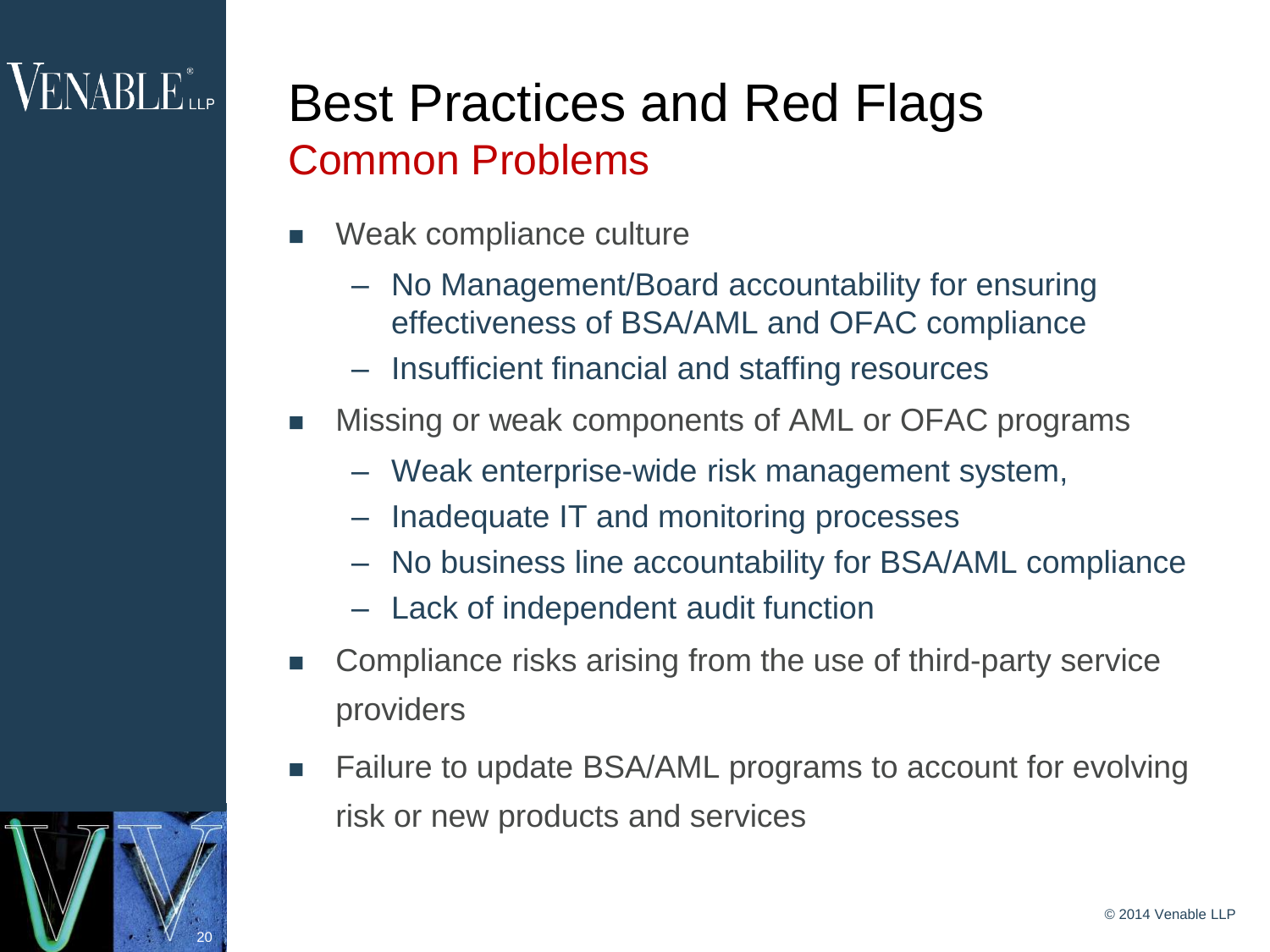# Best Practices and Red Flags

## Common Problems

- Weak compliance culture
  - No Management/Board accountability for ensuring effectiveness of BSA/AML and OFAC compliance
  - Insufficient financial and staffing resources
- Missing or weak components of AML or OFAC programs
  - Weak enterprise-wide risk management system,
  - Inadequate IT and monitoring processes
  - No business line accountability for BSA/AML compliance
  - Lack of independent audit function
- Compliance risks arising from the use of third-party service providers
- Failure to update BSA/AML programs to account for evolving risk or new products and services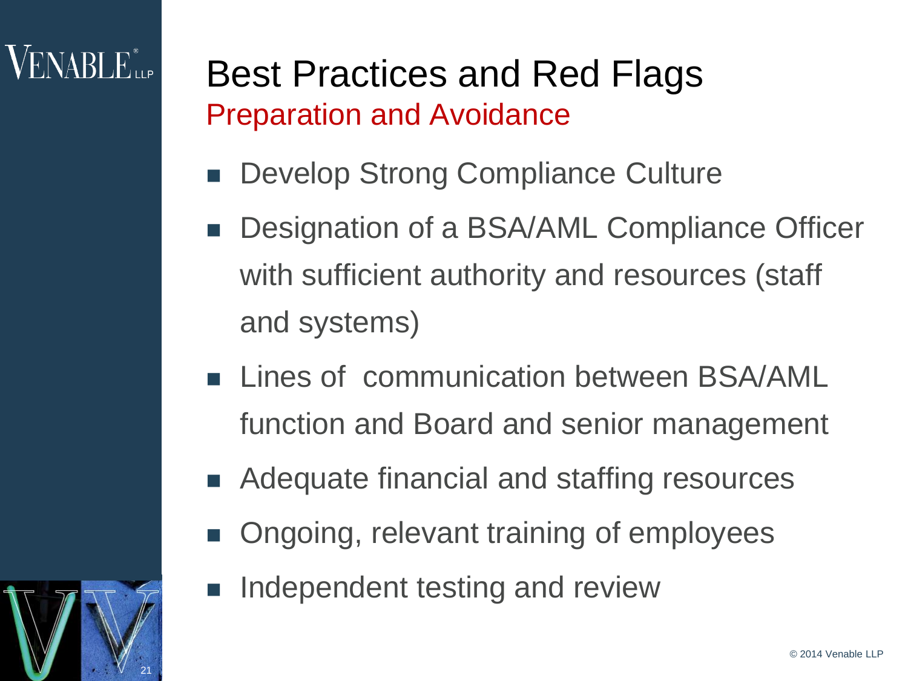# Best Practices and Red Flags

## Preparation and Avoidance

- Develop Strong Compliance Culture
- Designation of a BSA/AML Compliance Officer with sufficient authority and resources (staff and systems)
- Lines of communication between BSA/AML function and Board and senior management
- Adequate financial and staffing resources
- Ongoing, relevant training of employees
- Independent testing and review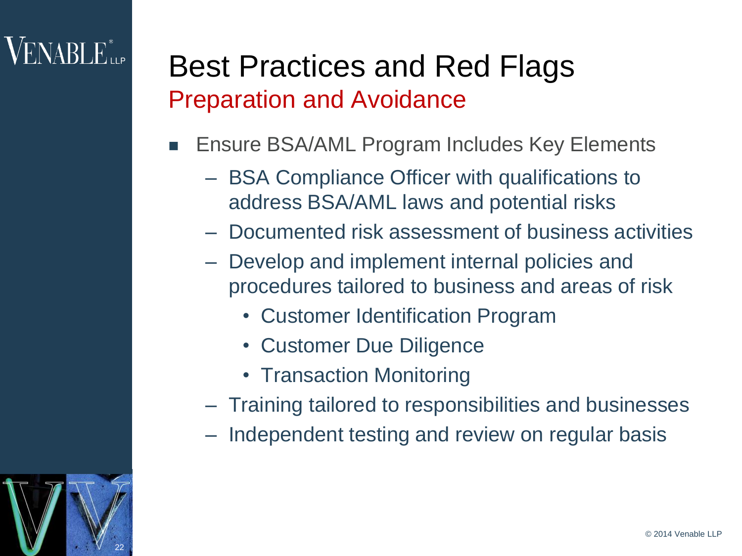# Best Practices and Red Flags

## Preparation and Avoidance

- Ensure BSA/AML Program Includes Key Elements
  - BSA Compliance Officer with qualifications to address BSA/AML laws and potential risks
  - Documented risk assessment of business activities
  - Develop and implement internal policies and procedures tailored to business and areas of risk
    - Customer Identification Program
    - Customer Due Diligence
    - Transaction Monitoring
  - Training tailored to responsibilities and businesses
  - Independent testing and review on regular basis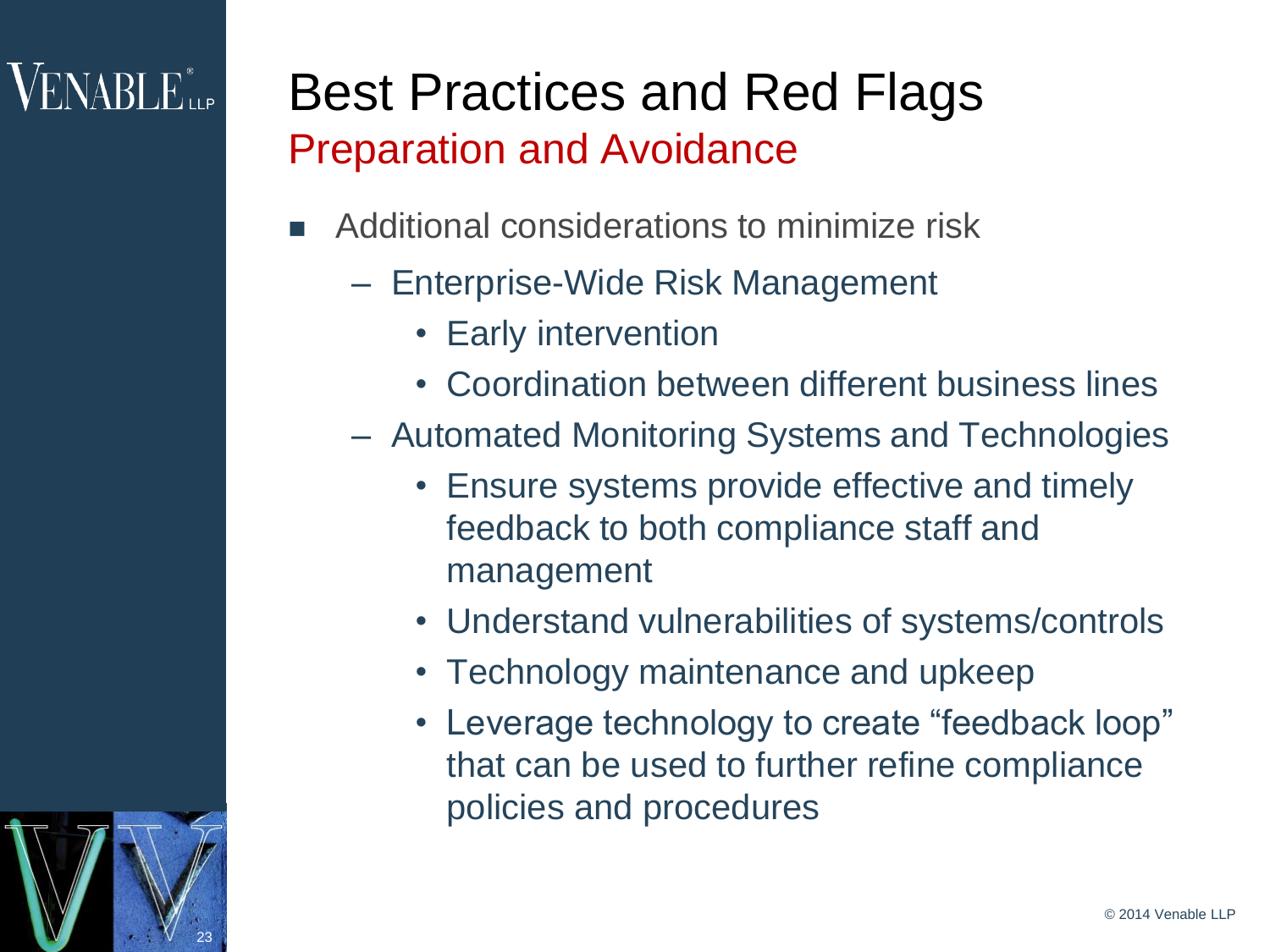# Best Practices and Red Flags

## Preparation and Avoidance

- Additional considerations to minimize risk
  - Enterprise-Wide Risk Management
    - Early intervention
    - Coordination between different business lines
  - Automated Monitoring Systems and Technologies
    - Ensure systems provide effective and timely feedback to both compliance staff and management
    - Understand vulnerabilities of systems/controls
    - Technology maintenance and upkeep
    - Leverage technology to create "feedback loop" that can be used to further refine compliance policies and procedures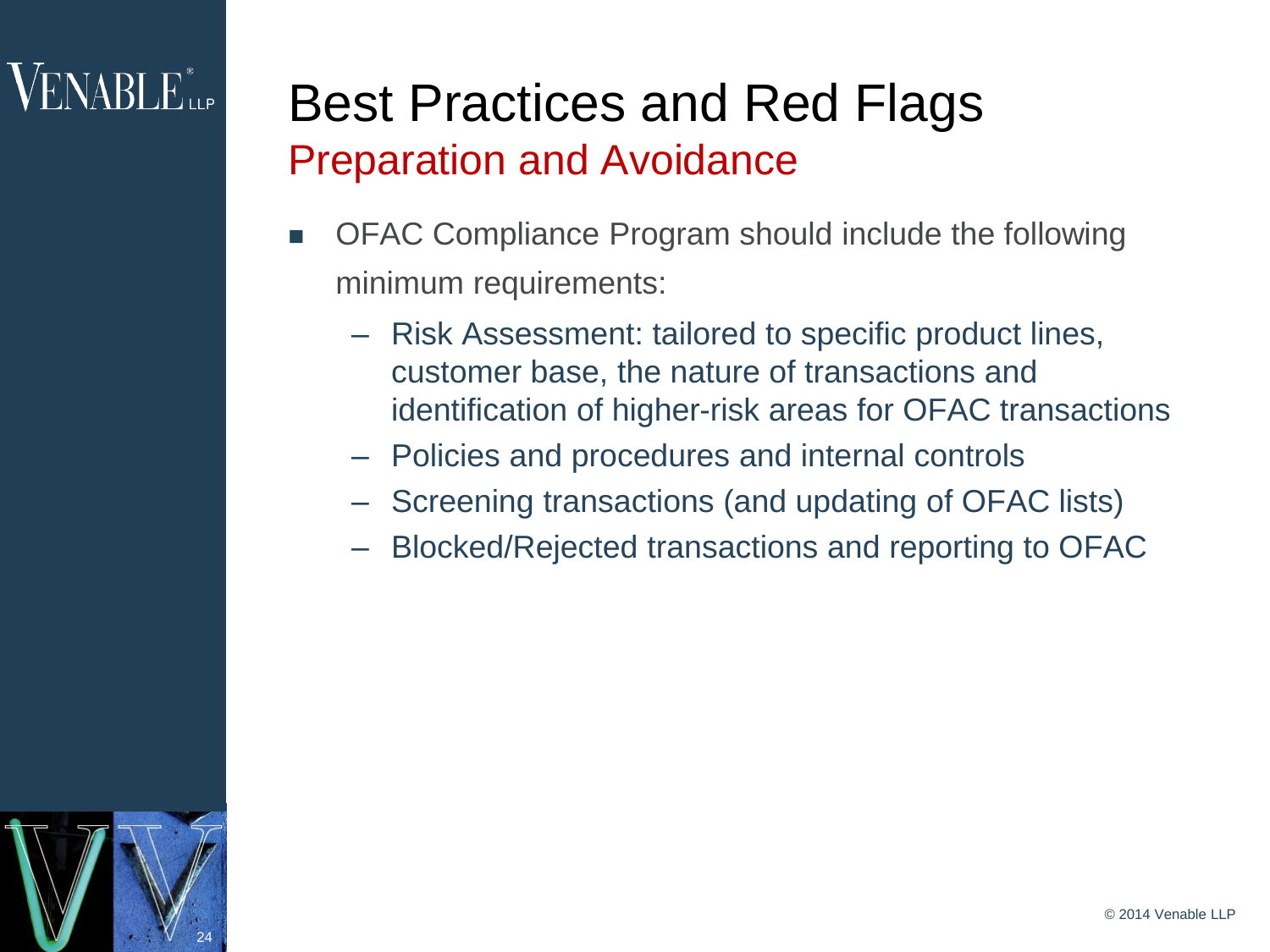# Best Practices and Red Flags

## Preparation and Avoidance

- OFAC Compliance Program should include the following minimum requirements:
  - Risk Assessment: tailored to specific product lines, customer base, the nature of transactions and identification of higher-risk areas for OFAC transactions
  - Policies and procedures and internal controls
  - Screening transactions (and updating of OFAC lists)
  - Blocked/Rejected transactions and reporting to OFAC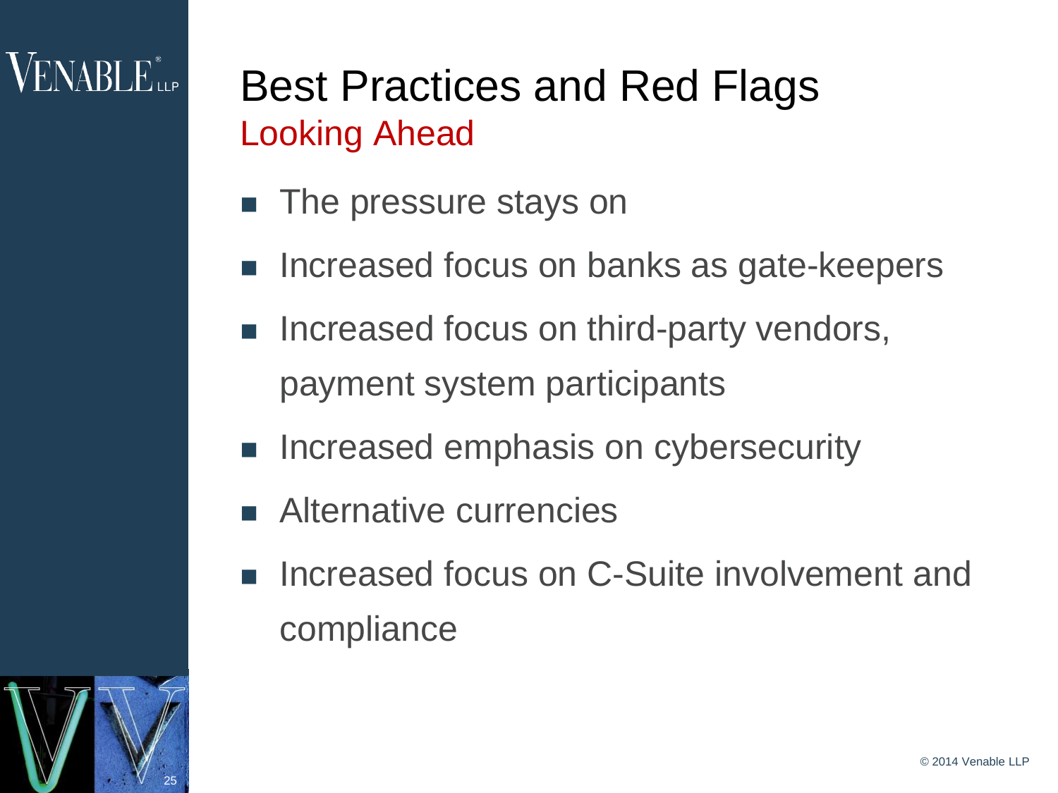# Best Practices and Red Flags

## Looking Ahead

- The pressure stays on
- Increased focus on banks as gate-keepers
- Increased focus on third-party vendors, payment system participants
- Increased emphasis on cybersecurity
- Alternative currencies
- Increased focus on C-Suite involvement and compliance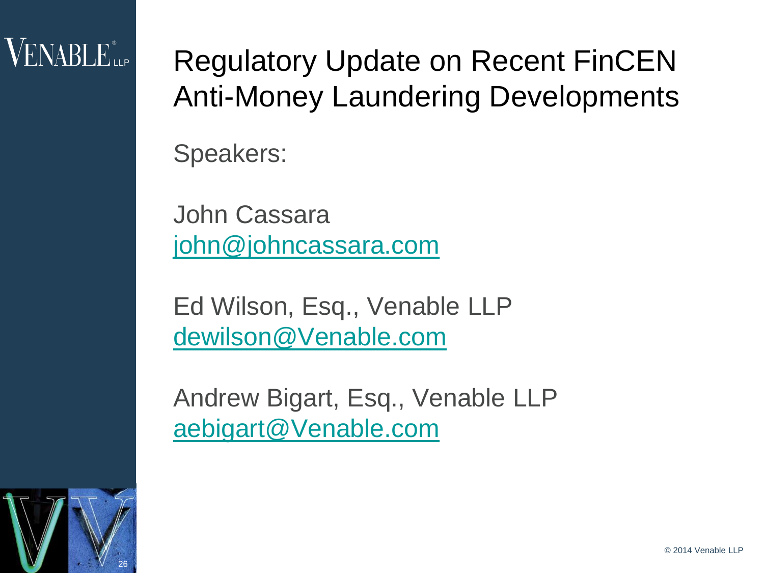# Regulatory Update on Recent FinCEN Anti-Money Laundering Developments

Speakers:

John Cassara
john@johncassara.com

Ed Wilson, Esq., Venable LLP
dewilson@Venable.com

Andrew Bigart, Esq., Venable LLP
aebigart@Venable.com

© 2014 Venable LLP